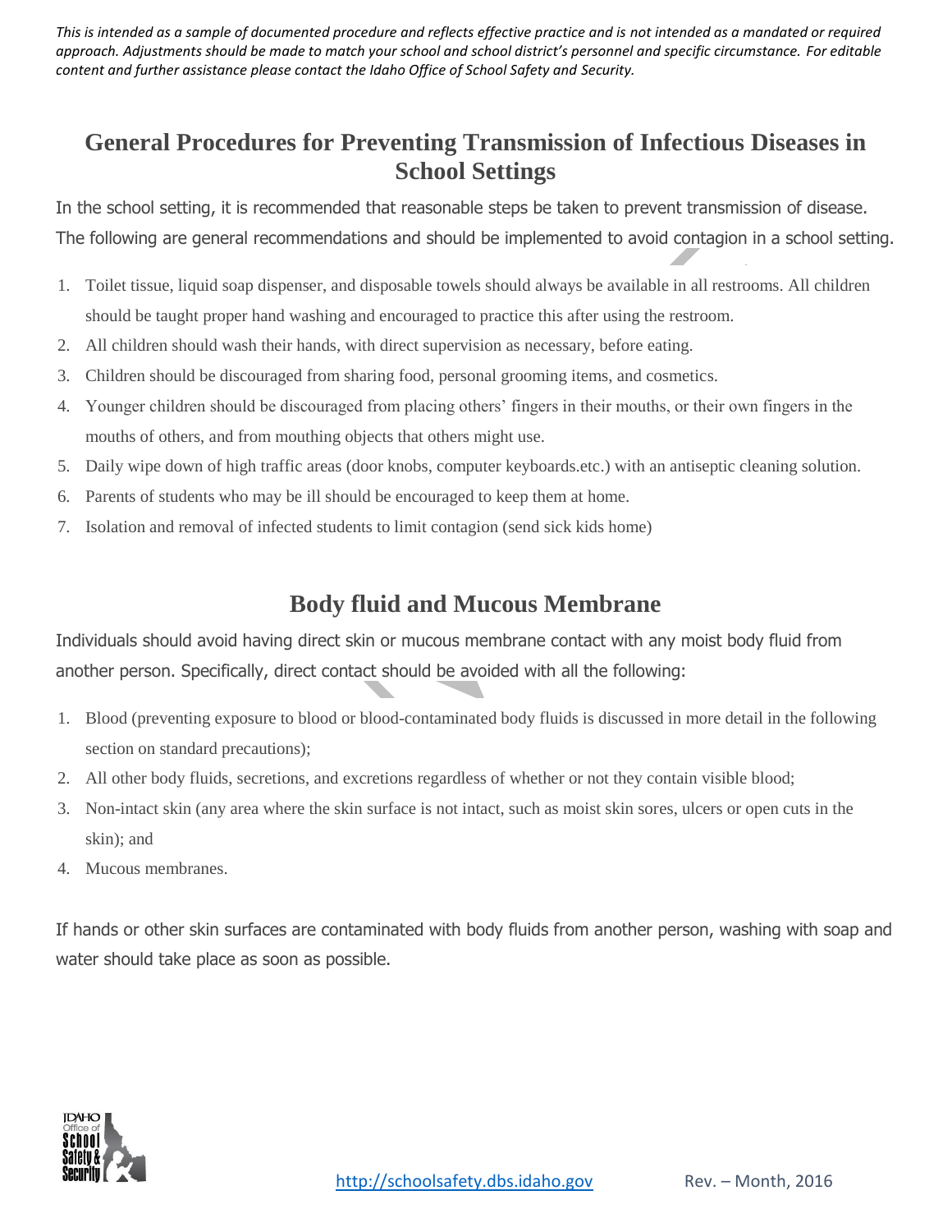*This is intended as a sample of documented procedure and reflects effective practice and is not intended as a mandated or required approach. Adjustments should be made to match your school and school district's personnel and specific circumstance. For editable content and further assistance please contact the Idaho Office of School Safety and Security.*

# General Procedures for Preventing Transmission of Infectious Diseases in School Settings

In the school setting, it is recommended that reasonable steps be taken to prevent transmission of disease. The following are general recommendations and should be implemented to avoid contagion in a school setting.

1. Toilet tissue, liquid soap dispenser, and disposable towels should always be available in all restrooms. All children should be taught proper hand washing and encouraged to practice this after using the restroom.
2. All children should wash their hands, with direct supervision as necessary, before eating.
3. Children should be discouraged from sharing food, personal grooming items, and cosmetics.
4. Younger children should be discouraged from placing others' fingers in their mouths, or their own fingers in the mouths of others, and from mouthing objects that others might use.
5. Daily wipe down of high traffic areas (door knobs, computer keyboards.etc.) with an antiseptic cleaning solution.
6. Parents of students who may be ill should be encouraged to keep them at home.
7. Isolation and removal of infected students to limit contagion (send sick kids home)

## Body fluid and Mucous Membrane

Individuals should avoid having direct skin or mucous membrane contact with any moist body fluid from another person. Specifically, direct contact should be avoided with all the following:

1. Blood (preventing exposure to blood or blood-contaminated body fluids is discussed in more detail in the following section on standard precautions);
2. All other body fluids, secretions, and excretions regardless of whether or not they contain visible blood;
3. Non-intact skin (any area where the skin surface is not intact, such as moist skin sores, ulcers or open cuts in the skin); and
4. Mucous membranes.

If hands or other skin surfaces are contaminated with body fluids from another person, washing with soap and water should take place as soon as possible.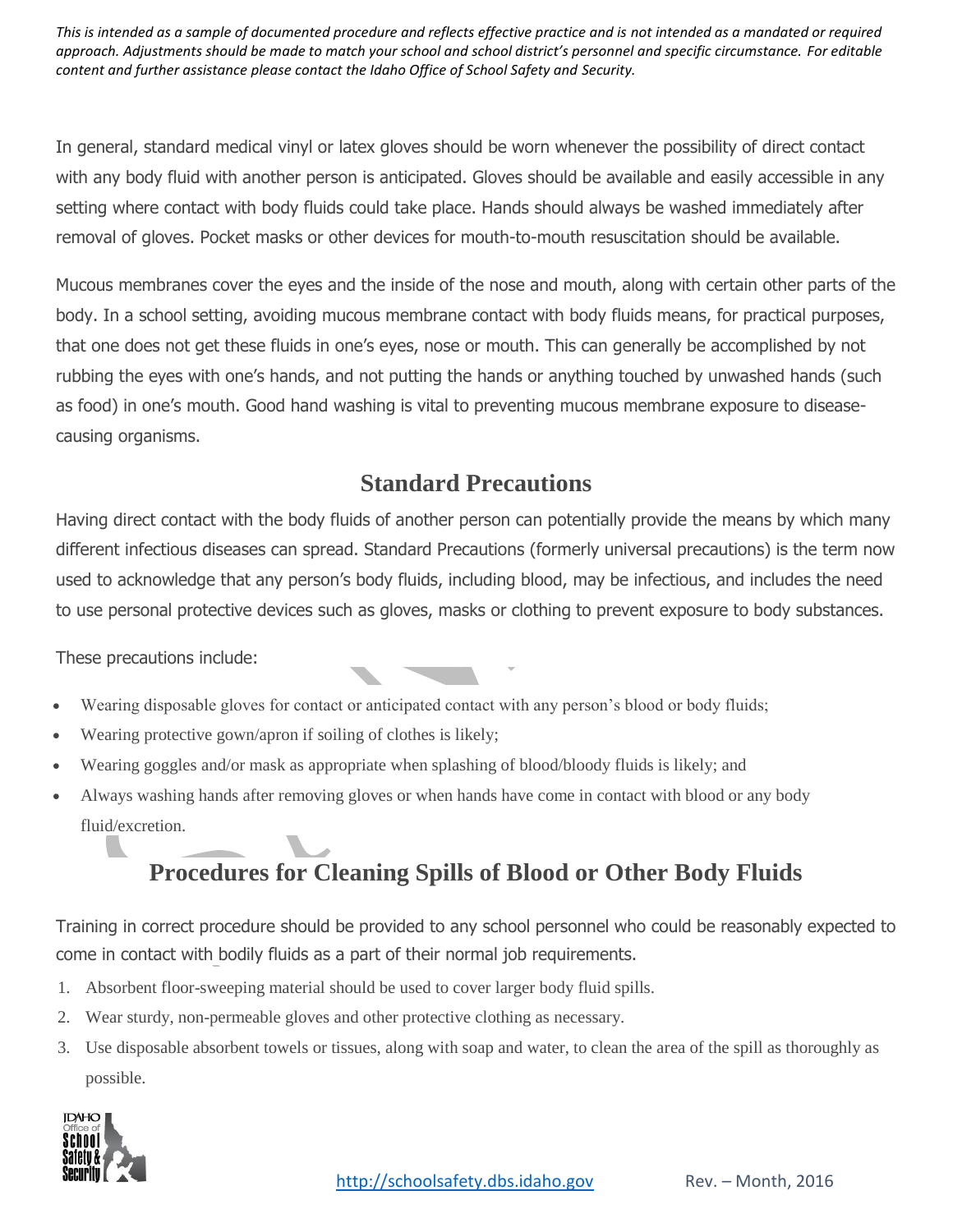*This is intended as a sample of documented procedure and reflects effective practice and is not intended as a mandated or required approach. Adjustments should be made to match your school and school district's personnel and specific circumstance. For editable content and further assistance please contact the Idaho Office of School Safety and Security.*

In general, standard medical vinyl or latex gloves should be worn whenever the possibility of direct contact with any body fluid with another person is anticipated. Gloves should be available and easily accessible in any setting where contact with body fluids could take place. Hands should always be washed immediately after removal of gloves. Pocket masks or other devices for mouth-to-mouth resuscitation should be available.

Mucous membranes cover the eyes and the inside of the nose and mouth, along with certain other parts of the body. In a school setting, avoiding mucous membrane contact with body fluids means, for practical purposes, that one does not get these fluids in one's eyes, nose or mouth. This can generally be accomplished by not rubbing the eyes with one's hands, and not putting the hands or anything touched by unwashed hands (such as food) in one's mouth. Good hand washing is vital to preventing mucous membrane exposure to disease-causing organisms.

## Standard Precautions

Having direct contact with the body fluids of another person can potentially provide the means by which many different infectious diseases can spread. Standard Precautions (formerly universal precautions) is the term now used to acknowledge that any person's body fluids, including blood, may be infectious, and includes the need to use personal protective devices such as gloves, masks or clothing to prevent exposure to body substances.

These precautions include:

- Wearing disposable gloves for contact or anticipated contact with any person's blood or body fluids;
- Wearing protective gown/apron if soiling of clothes is likely;
- Wearing goggles and/or mask as appropriate when splashing of blood/bloody fluids is likely; and
- Always washing hands after removing gloves or when hands have come in contact with blood or any body fluid/excretion.

## Procedures for Cleaning Spills of Blood or Other Body Fluids

Training in correct procedure should be provided to any school personnel who could be reasonably expected to come in contact with bodily fluids as a part of their normal job requirements.

1. Absorbent floor-sweeping material should be used to cover larger body fluid spills.
2. Wear sturdy, non-permeable gloves and other protective clothing as necessary.
3. Use disposable absorbent towels or tissues, along with soap and water, to clean the area of the spill as thoroughly as possible.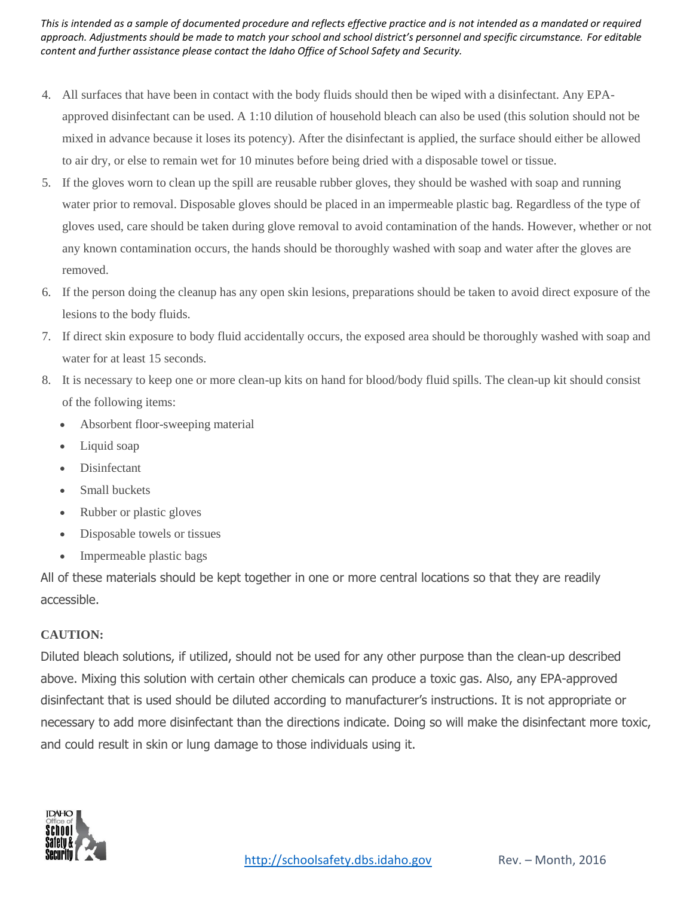4. All surfaces that have been in contact with the body fluids should then be wiped with a disinfectant. Any EPA-approved disinfectant can be used. A 1:10 dilution of household bleach can also be used (this solution should not be mixed in advance because it loses its potency). After the disinfectant is applied, the surface should either be allowed to air dry, or else to remain wet for 10 minutes before being dried with a disposable towel or tissue.
5. If the gloves worn to clean up the spill are reusable rubber gloves, they should be washed with soap and running water prior to removal. Disposable gloves should be placed in an impermeable plastic bag. Regardless of the type of gloves used, care should be taken during glove removal to avoid contamination of the hands. However, whether or not any known contamination occurs, the hands should be thoroughly washed with soap and water after the gloves are removed.
6. If the person doing the cleanup has any open skin lesions, preparations should be taken to avoid direct exposure of the lesions to the body fluids.
7. If direct skin exposure to body fluid accidentally occurs, the exposed area should be thoroughly washed with soap and water for at least 15 seconds.
8. It is necessary to keep one or more clean-up kits on hand for blood/body fluid spills. The clean-up kit should consist of the following items:
   - Absorbent floor-sweeping material
   - Liquid soap
   - Disinfectant
   - Small buckets
   - Rubber or plastic gloves
   - Disposable towels or tissues
   - Impermeable plastic bags

All of these materials should be kept together in one or more central locations so that they are readily accessible.

**CAUTION:**

Diluted bleach solutions, if utilized, should not be used for any other purpose than the clean-up described above. Mixing this solution with certain other chemicals can produce a toxic gas. Also, any EPA-approved disinfectant that is used should be diluted according to manufacturer's instructions. It is not appropriate or necessary to add more disinfectant than the directions indicate. Doing so will make the disinfectant more toxic, and could result in skin or lung damage to those individuals using it.